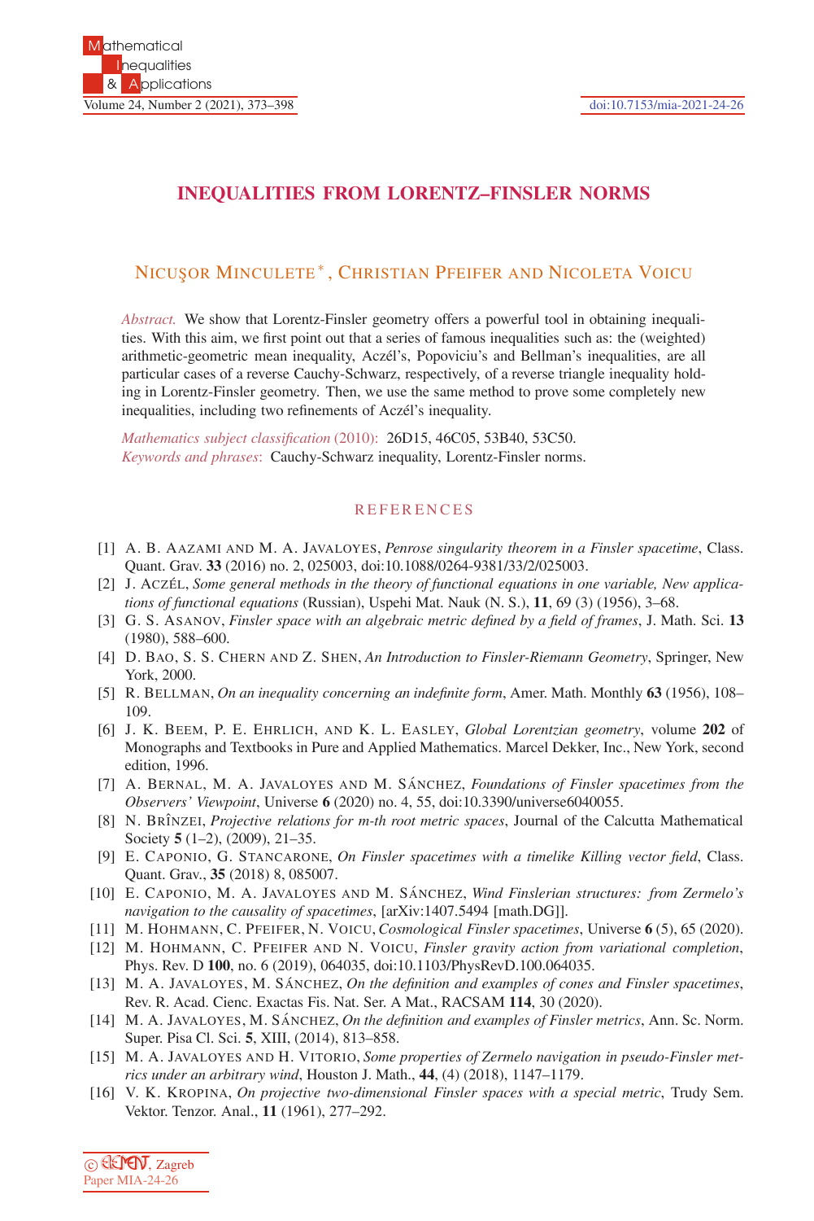# INEQUALITIES FROM LORENTZ–FINSLER NORMS

NICUŞOR MINCULETE*, CHRISTIAN PFEIFER AND NICOLETA VOICU

*Abstract.* We show that Lorentz-Finsler geometry offers a powerful tool in obtaining inequalities. With this aim, we first point out that a series of famous inequalities such as: the (weighted) arithmetic-geometric mean inequality, Aczél's, Popoviciu's and Bellman's inequalities, are all particular cases of a reverse Cauchy-Schwarz, respectively, of a reverse triangle inequality holding in Lorentz-Finsler geometry. Then, we use the same method to prove some completely new inequalities, including two refinements of Aczél's inequality.

*Mathematics subject classification* (2010): 26D15, 46C05, 53B40, 53C50.
*Keywords and phrases*: Cauchy-Schwarz inequality, Lorentz-Finsler norms.

## REFERENCES

[1] A. B. AAZAMI AND M. A. JAVALOYES, *Penrose singularity theorem in a Finsler spacetime*, Class. Quant. Grav. **33** (2016) no. 2, 025003, doi:10.1088/0264-9381/33/2/025003.

[2] J. ACZÉL, *Some general methods in the theory of functional equations in one variable, New applications of functional equations* (Russian), Uspehi Mat. Nauk (N. S.), **11**, 69 (3) (1956), 3–68.

[3] G. S. ASANOV, *Finsler space with an algebraic metric defined by a field of frames*, J. Math. Sci. **13** (1980), 588–600.

[4] D. BAO, S. S. CHERN AND Z. SHEN, *An Introduction to Finsler-Riemann Geometry*, Springer, New York, 2000.

[5] R. BELLMAN, *On an inequality concerning an indefinite form*, Amer. Math. Monthly **63** (1956), 108–109.

[6] J. K. BEEM, P. E. EHRLICH, AND K. L. EASLEY, *Global Lorentzian geometry*, volume **202** of Monographs and Textbooks in Pure and Applied Mathematics. Marcel Dekker, Inc., New York, second edition, 1996.

[7] A. BERNAL, M. A. JAVALOYES AND M. SÁNCHEZ, *Foundations of Finsler spacetimes from the Observers' Viewpoint*, Universe **6** (2020) no. 4, 55, doi:10.3390/universe6040055.

[8] N. BRÎNZEI, *Projective relations for m-th root metric spaces*, Journal of the Calcutta Mathematical Society **5** (1–2), (2009), 21–35.

[9] E. CAPONIO, G. STANCARONE, *On Finsler spacetimes with a timelike Killing vector field*, Class. Quant. Grav., **35** (2018) 8, 085007.

[10] E. CAPONIO, M. A. JAVALOYES AND M. SÁNCHEZ, *Wind Finslerian structures: from Zermelo's navigation to the causality of spacetimes*, [arXiv:1407.5494 [math.DG]].

[11] M. HOHMANN, C. PFEIFER, N. VOICU, *Cosmological Finsler spacetimes*, Universe **6** (5), 65 (2020).

[12] M. HOHMANN, C. PFEIFER AND N. VOICU, *Finsler gravity action from variational completion*, Phys. Rev. D **100**, no. 6 (2019), 064035, doi:10.1103/PhysRevD.100.064035.

[13] M. A. JAVALOYES, M. SÁNCHEZ, *On the definition and examples of cones and Finsler spacetimes*, Rev. R. Acad. Cienc. Exactas Fis. Nat. Ser. A Mat., RACSAM **114**, 30 (2020).

[14] M. A. JAVALOYES, M. SÁNCHEZ, *On the definition and examples of Finsler metrics*, Ann. Sc. Norm. Super. Pisa Cl. Sci. **5**, XIII, (2014), 813–858.

[15] M. A. JAVALOYES AND H. VITORIO, *Some properties of Zermelo navigation in pseudo-Finsler metrics under an arbitrary wind*, Houston J. Math., **44**, (4) (2018), 1147–1179.

[16] V. K. KROPINA, *On projective two-dimensional Finsler spaces with a special metric*, Trudy Sem. Vektor. Tenzor. Anal., **11** (1961), 277–292.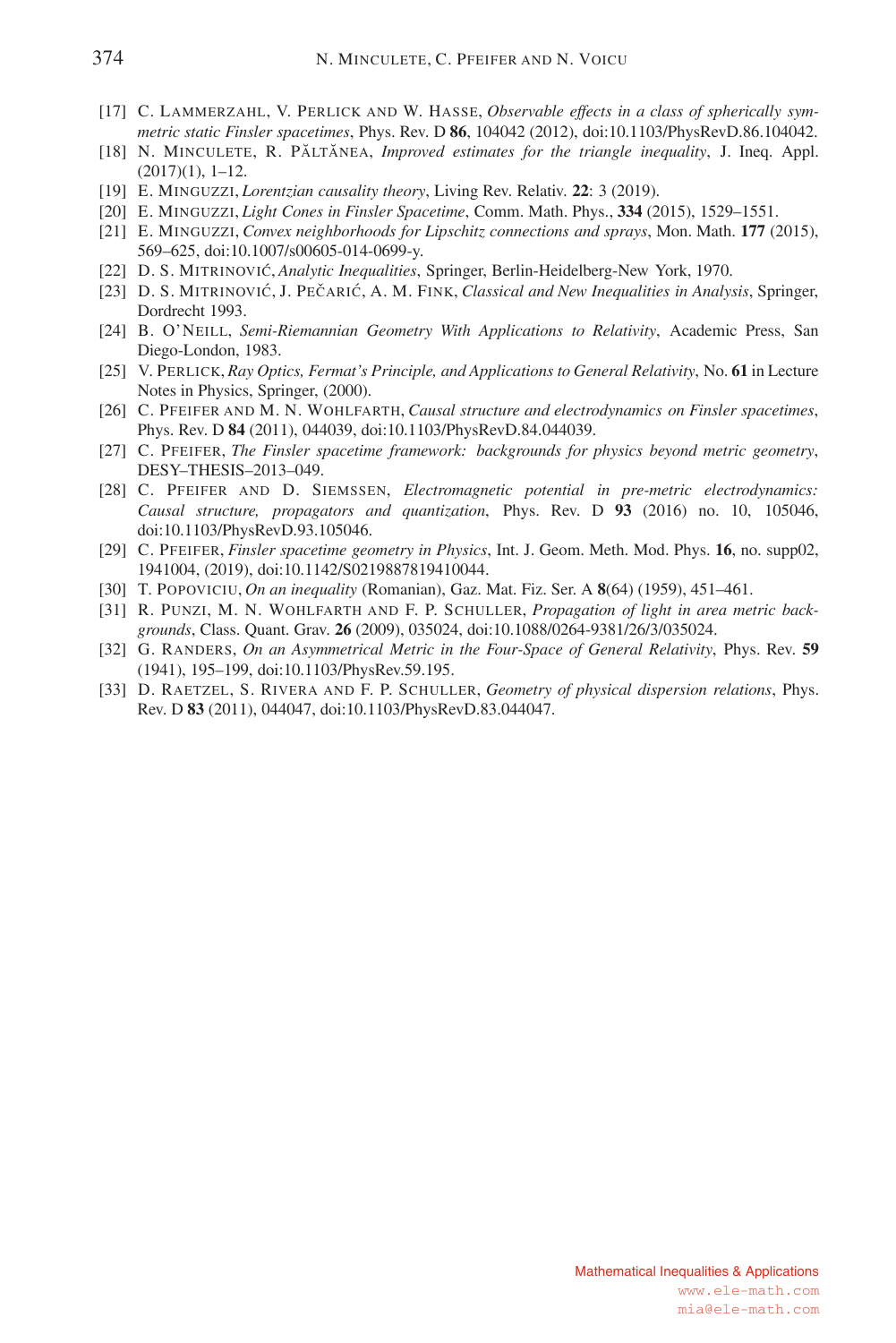[17] C. Lammerzahl, V. Perlick and W. Hasse, *Observable effects in a class of spherically symmetric static Finsler spacetimes*, Phys. Rev. D **86**, 104042 (2012), doi:10.1103/PhysRevD.86.104042.

[18] N. Minculete, R. Păltănea, *Improved estimates for the triangle inequality*, J. Ineq. Appl. (2017)(1), 1–12.

[19] E. Minguzzi, *Lorentzian causality theory*, Living Rev. Relativ. **22**: 3 (2019).

[20] E. Minguzzi, *Light Cones in Finsler Spacetime*, Comm. Math. Phys., **334** (2015), 1529–1551.

[21] E. Minguzzi, *Convex neighborhoods for Lipschitz connections and sprays*, Mon. Math. **177** (2015), 569–625, doi:10.1007/s00605-014-0699-y.

[22] D. S. Mitrinović, *Analytic Inequalities*, Springer, Berlin-Heidelberg-New York, 1970.

[23] D. S. Mitrinović, J. Pečarić, A. M. Fink, *Classical and New Inequalities in Analysis*, Springer, Dordrecht 1993.

[24] B. O'Neill, *Semi-Riemannian Geometry With Applications to Relativity*, Academic Press, San Diego-London, 1983.

[25] V. Perlick, *Ray Optics, Fermat's Principle, and Applications to General Relativity*, No. **61** in Lecture Notes in Physics, Springer, (2000).

[26] C. Pfeifer and M. N. Wohlfarth, *Causal structure and electrodynamics on Finsler spacetimes*, Phys. Rev. D **84** (2011), 044039, doi:10.1103/PhysRevD.84.044039.

[27] C. Pfeifer, *The Finsler spacetime framework: backgrounds for physics beyond metric geometry*, DESY–THESIS–2013–049.

[28] C. Pfeifer and D. Siemssen, *Electromagnetic potential in pre-metric electrodynamics: Causal structure, propagators and quantization*, Phys. Rev. D **93** (2016) no. 10, 105046, doi:10.1103/PhysRevD.93.105046.

[29] C. Pfeifer, *Finsler spacetime geometry in Physics*, Int. J. Geom. Meth. Mod. Phys. **16**, no. supp02, 1941004, (2019), doi:10.1142/S0219887819410044.

[30] T. Popoviciu, *On an inequality* (Romanian), Gaz. Mat. Fiz. Ser. A **8**(64) (1959), 451–461.

[31] R. Punzi, M. N. Wohlfarth and F. P. Schuller, *Propagation of light in area metric backgrounds*, Class. Quant. Grav. **26** (2009), 035024, doi:10.1088/0264-9381/26/3/035024.

[32] G. Randers, *On an Asymmetrical Metric in the Four-Space of General Relativity*, Phys. Rev. **59** (1941), 195–199, doi:10.1103/PhysRev.59.195.

[33] D. Raetzel, S. Rivera and F. P. Schuller, *Geometry of physical dispersion relations*, Phys. Rev. D **83** (2011), 044047, doi:10.1103/PhysRevD.83.044047.